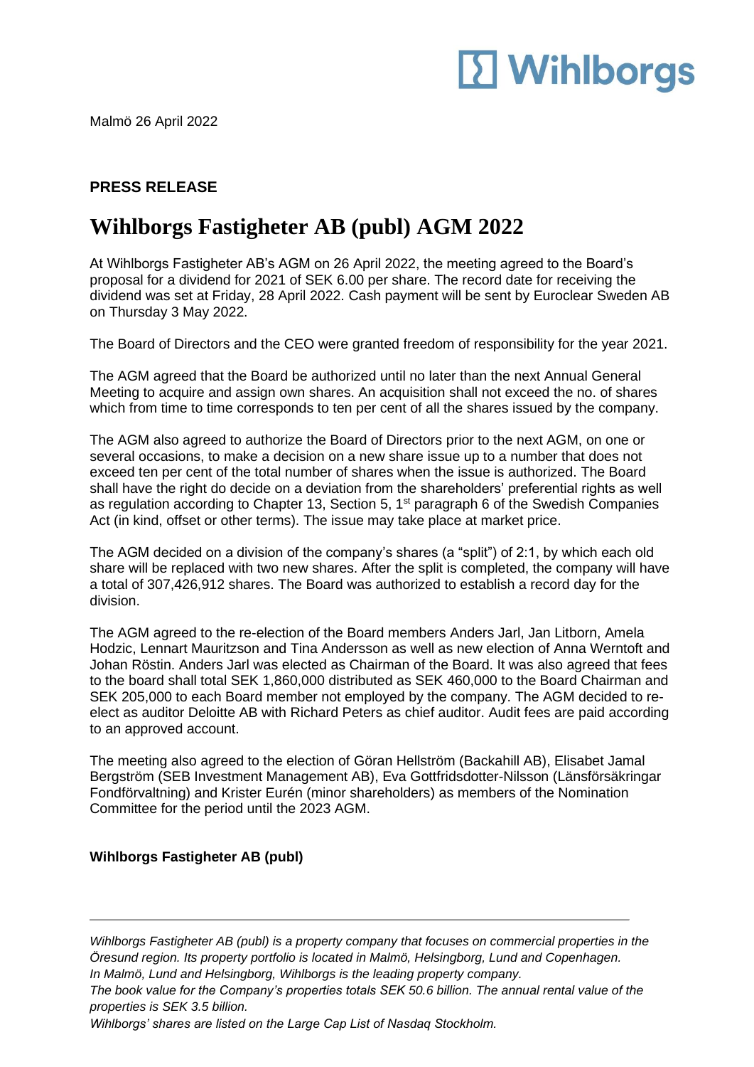Malmö 26 April 2022

**PRESS RELEASE**

# Wihlborgs Fastigheter AB (publ) AGM 2022

At Wihlborgs Fastigheter AB's AGM on 26 April 2022, the meeting agreed to the Board's proposal for a dividend for 2021 of SEK 6.00 per share. The record date for receiving the dividend was set at Friday, 28 April 2022. Cash payment will be sent by Euroclear Sweden AB on Thursday 3 May 2022.

The Board of Directors and the CEO were granted freedom of responsibility for the year 2021.

The AGM agreed that the Board be authorized until no later than the next Annual General Meeting to acquire and assign own shares. An acquisition shall not exceed the no. of shares which from time to time corresponds to ten per cent of all the shares issued by the company.

The AGM also agreed to authorize the Board of Directors prior to the next AGM, on one or several occasions, to make a decision on a new share issue up to a number that does not exceed ten per cent of the total number of shares when the issue is authorized. The Board shall have the right do decide on a deviation from the shareholders' preferential rights as well as regulation according to Chapter 13, Section 5, 1st paragraph 6 of the Swedish Companies Act (in kind, offset or other terms). The issue may take place at market price.

The AGM decided on a division of the company's shares (a "split") of 2:1, by which each old share will be replaced with two new shares. After the split is completed, the company will have a total of 307,426,912 shares. The Board was authorized to establish a record day for the division.

The AGM agreed to the re-election of the Board members Anders Jarl, Jan Litborn, Amela Hodzic, Lennart Mauritzson and Tina Andersson as well as new election of Anna Werntoft and Johan Röstin. Anders Jarl was elected as Chairman of the Board. It was also agreed that fees to the board shall total SEK 1,860,000 distributed as SEK 460,000 to the Board Chairman and SEK 205,000 to each Board member not employed by the company. The AGM decided to re-elect as auditor Deloitte AB with Richard Peters as chief auditor. Audit fees are paid according to an approved account.

The meeting also agreed to the election of Göran Hellström (Backahill AB), Elisabet Jamal Bergström (SEB Investment Management AB), Eva Gottfridsdotter-Nilsson (Länsförsäkringar Fondförvaltning) and Krister Eurén (minor shareholders) as members of the Nomination Committee for the period until the 2023 AGM.

**Wihlborgs Fastigheter AB (publ)**

---

*Wihlborgs Fastigheter AB (publ) is a property company that focuses on commercial properties in the Öresund region. Its property portfolio is located in Malmö, Helsingborg, Lund and Copenhagen. In Malmö, Lund and Helsingborg, Wihlborgs is the leading property company.*
*The book value for the Company's properties totals SEK 50.6 billion. The annual rental value of the properties is SEK 3.5 billion.*
*Wihlborgs' shares are listed on the Large Cap List of Nasdaq Stockholm.*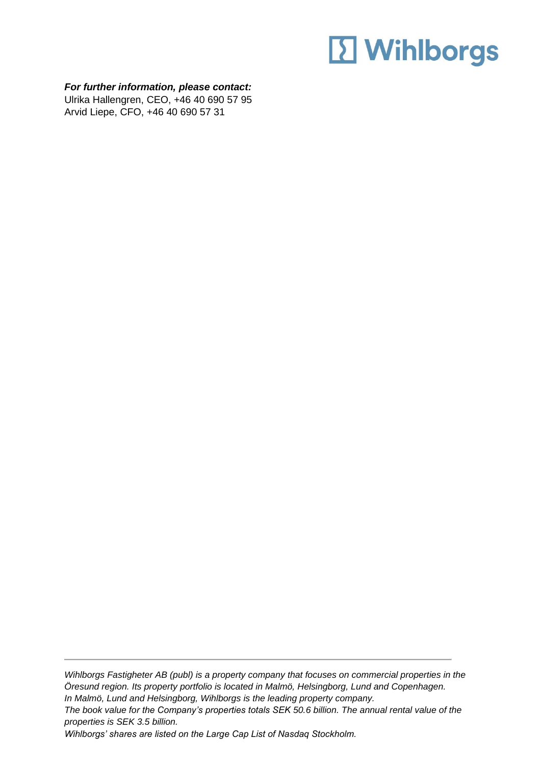***For further information, please contact:***
Ulrika Hallengren, CEO, +46 40 690 57 95
Arvid Liepe, CFO, +46 40 690 57 31

---

*Wihlborgs Fastigheter AB (publ) is a property company that focuses on commercial properties in the Öresund region. Its property portfolio is located in Malmö, Helsingborg, Lund and Copenhagen. In Malmö, Lund and Helsingborg, Wihlborgs is the leading property company.*
*The book value for the Company's properties totals SEK 50.6 billion. The annual rental value of the properties is SEK 3.5 billion.*
*Wihlborgs' shares are listed on the Large Cap List of Nasdaq Stockholm.*